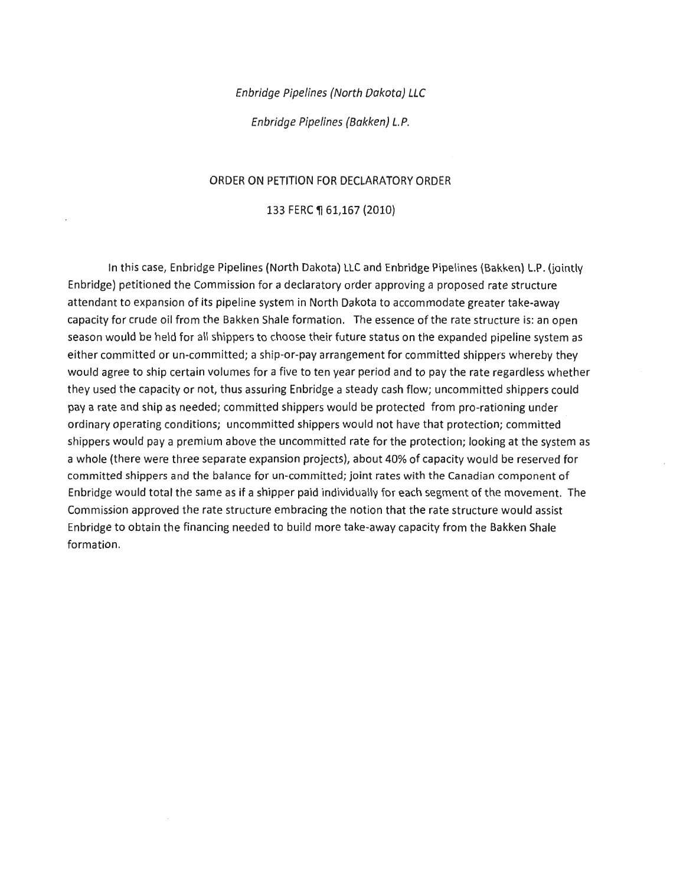*Enbridge Pipelines (North Dakota) LLC*

*Enbridge Pipelines (Bakken) L.P.*

ORDER ON PETITION FOR DECLARATORY ORDER

133 FERC ¶ 61,167 (2010)

In this case, Enbridge Pipelines (North Dakota) LLC and Enbridge Pipelines (Bakken) L.P. (jointly Enbridge) petitioned the Commission for a declaratory order approving a proposed rate structure attendant to expansion of its pipeline system in North Dakota to accommodate greater take-away capacity for crude oil from the Bakken Shale formation. The essence of the rate structure is: an open season would be held for all shippers to choose their future status on the expanded pipeline system as either committed or un-committed; a ship-or-pay arrangement for committed shippers whereby they would agree to ship certain volumes for a five to ten year period and to pay the rate regardless whether they used the capacity or not, thus assuring Enbridge a steady cash flow; uncommitted shippers could pay a rate and ship as needed; committed shippers would be protected from pro-rationing under ordinary operating conditions; uncommitted shippers would not have that protection; committed shippers would pay a premium above the uncommitted rate for the protection; looking at the system as a whole (there were three separate expansion projects), about 40% of capacity would be reserved for committed shippers and the balance for un-committed; joint rates with the Canadian component of Enbridge would total the same as if a shipper paid individually for each segment of the movement. The Commission approved the rate structure embracing the notion that the rate structure would assist Enbridge to obtain the financing needed to build more take-away capacity from the Bakken Shale formation.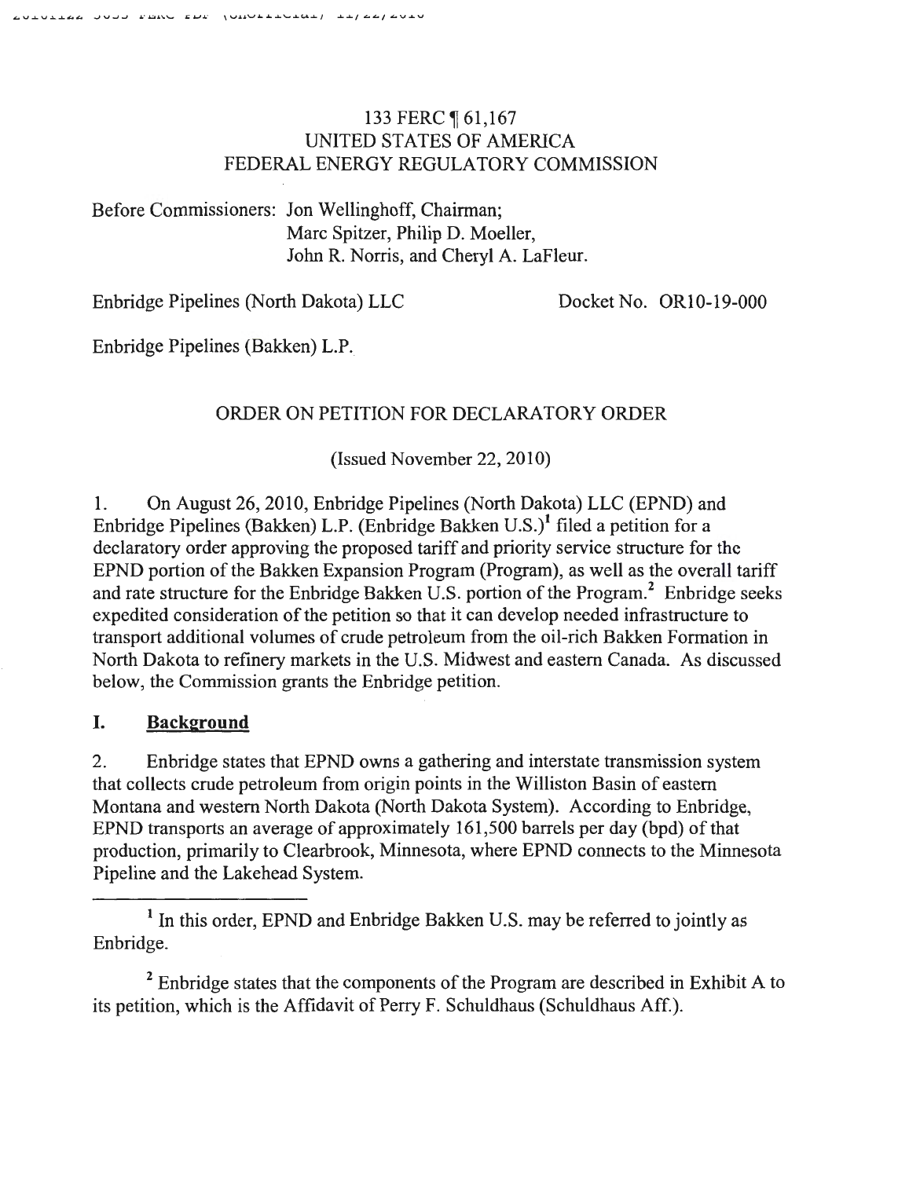133 FERC ¶ 61,167
UNITED STATES OF AMERICA
FEDERAL ENERGY REGULATORY COMMISSION

Before Commissioners: Jon Wellinghoff, Chairman;
Marc Spitzer, Philip D. Moeller,
John R. Norris, and Cheryl A. LaFleur.

Enbridge Pipelines (North Dakota) LLC — Docket No. OR10-19-000

Enbridge Pipelines (Bakken) L.P.

ORDER ON PETITION FOR DECLARATORY ORDER

(Issued November 22, 2010)

1. On August 26, 2010, Enbridge Pipelines (North Dakota) LLC (EPND) and Enbridge Pipelines (Bakken) L.P. (Enbridge Bakken U.S.)[1] filed a petition for a declaratory order approving the proposed tariff and priority service structure for the EPND portion of the Bakken Expansion Program (Program), as well as the overall tariff and rate structure for the Enbridge Bakken U.S. portion of the Program.[2] Enbridge seeks expedited consideration of the petition so that it can develop needed infrastructure to transport additional volumes of crude petroleum from the oil-rich Bakken Formation in North Dakota to refinery markets in the U.S. Midwest and eastern Canada. As discussed below, the Commission grants the Enbridge petition.

## I. Background

2. Enbridge states that EPND owns a gathering and interstate transmission system that collects crude petroleum from origin points in the Williston Basin of eastern Montana and western North Dakota (North Dakota System). According to Enbridge, EPND transports an average of approximately 161,500 barrels per day (bpd) of that production, primarily to Clearbrook, Minnesota, where EPND connects to the Minnesota Pipeline and the Lakehead System.

[1] In this order, EPND and Enbridge Bakken U.S. may be referred to jointly as Enbridge.

[2] Enbridge states that the components of the Program are described in Exhibit A to its petition, which is the Affidavit of Perry F. Schuldhaus (Schuldhaus Aff.).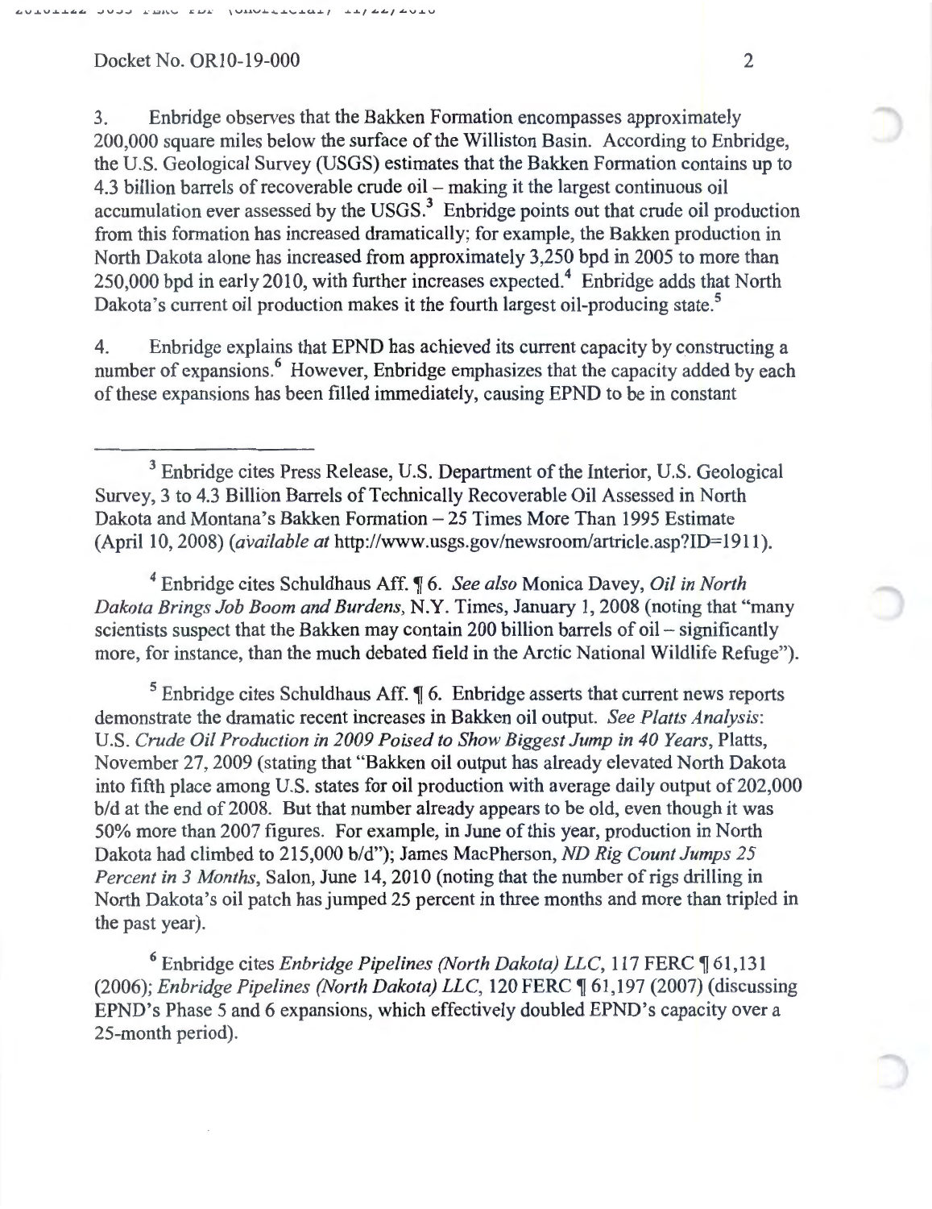3. Enbridge observes that the Bakken Formation encompasses approximately 200,000 square miles below the surface of the Williston Basin. According to Enbridge, the U.S. Geological Survey (USGS) estimates that the Bakken Formation contains up to 4.3 billion barrels of recoverable crude oil – making it the largest continuous oil accumulation ever assessed by the USGS.[3] Enbridge points out that crude oil production from this formation has increased dramatically; for example, the Bakken production in North Dakota alone has increased from approximately 3,250 bpd in 2005 to more than 250,000 bpd in early 2010, with further increases expected.[4] Enbridge adds that North Dakota's current oil production makes it the fourth largest oil-producing state.[5]

4. Enbridge explains that EPND has achieved its current capacity by constructing a number of expansions.[6] However, Enbridge emphasizes that the capacity added by each of these expansions has been filled immediately, causing EPND to be in constant

---

[3] Enbridge cites Press Release, U.S. Department of the Interior, U.S. Geological Survey, 3 to 4.3 Billion Barrels of Technically Recoverable Oil Assessed in North Dakota and Montana's Bakken Formation – 25 Times More Than 1995 Estimate (April 10, 2008) (*available at* http://www.usgs.gov/newsroom/artricle.asp?ID=1911).

[4] Enbridge cites Schuldhaus Aff. ¶ 6. *See also* Monica Davey, *Oil in North Dakota Brings Job Boom and Burdens*, N.Y. Times, January 1, 2008 (noting that "many scientists suspect that the Bakken may contain 200 billion barrels of oil – significantly more, for instance, than the much debated field in the Arctic National Wildlife Refuge").

[5] Enbridge cites Schuldhaus Aff. ¶ 6. Enbridge asserts that current news reports demonstrate the dramatic recent increases in Bakken oil output. *See Platts Analysis*: U.S. *Crude Oil Production in 2009 Poised to Show Biggest Jump in 40 Years*, Platts, November 27, 2009 (stating that "Bakken oil output has already elevated North Dakota into fifth place among U.S. states for oil production with average daily output of 202,000 b/d at the end of 2008. But that number already appears to be old, even though it was 50% more than 2007 figures. For example, in June of this year, production in North Dakota had climbed to 215,000 b/d"); James MacPherson, *ND Rig Count Jumps 25 Percent in 3 Months*, Salon, June 14, 2010 (noting that the number of rigs drilling in North Dakota's oil patch has jumped 25 percent in three months and more than tripled in the past year).

[6] Enbridge cites *Enbridge Pipelines (North Dakota) LLC*, 117 FERC ¶ 61,131 (2006); *Enbridge Pipelines (North Dakota) LLC*, 120 FERC ¶ 61,197 (2007) (discussing EPND's Phase 5 and 6 expansions, which effectively doubled EPND's capacity over a 25-month period).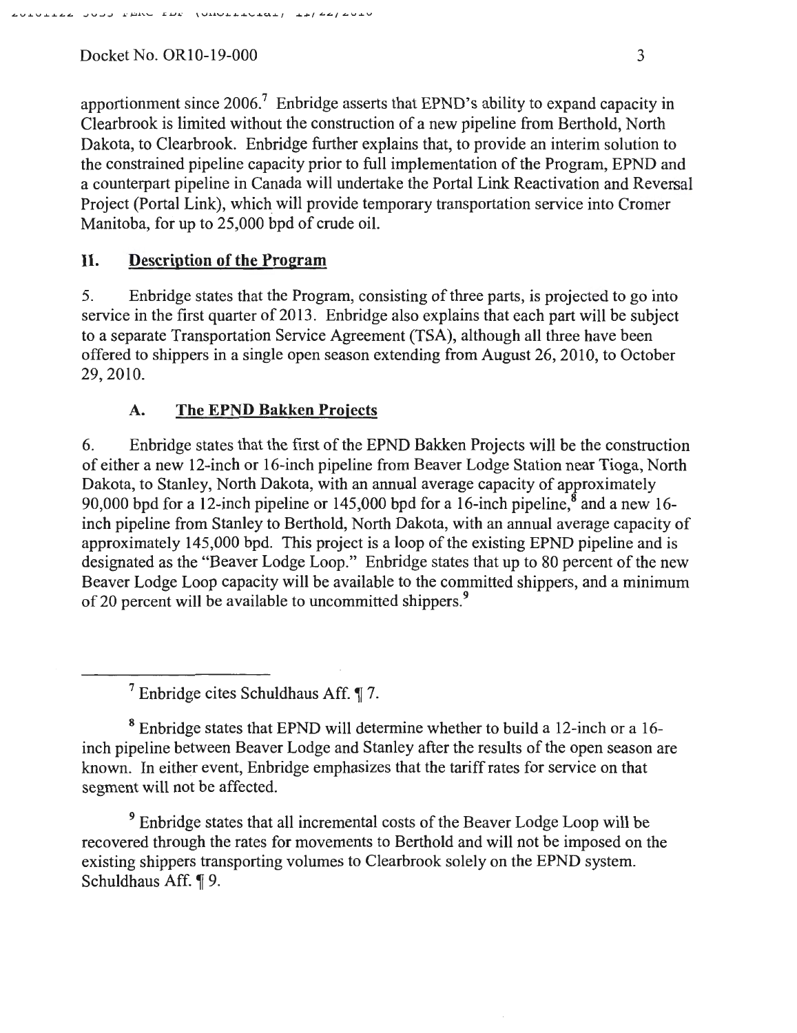apportionment since 2006.[7] Enbridge asserts that EPND's ability to expand capacity in Clearbrook is limited without the construction of a new pipeline from Berthold, North Dakota, to Clearbrook. Enbridge further explains that, to provide an interim solution to the constrained pipeline capacity prior to full implementation of the Program, EPND and a counterpart pipeline in Canada will undertake the Portal Link Reactivation and Reversal Project (Portal Link), which will provide temporary transportation service into Cromer Manitoba, for up to 25,000 bpd of crude oil.

## II. Description of the Program

5. Enbridge states that the Program, consisting of three parts, is projected to go into service in the first quarter of 2013. Enbridge also explains that each part will be subject to a separate Transportation Service Agreement (TSA), although all three have been offered to shippers in a single open season extending from August 26, 2010, to October 29, 2010.

### A. The EPND Bakken Projects

6. Enbridge states that the first of the EPND Bakken Projects will be the construction of either a new 12-inch or 16-inch pipeline from Beaver Lodge Station near Tioga, North Dakota, to Stanley, North Dakota, with an annual average capacity of approximately 90,000 bpd for a 12-inch pipeline or 145,000 bpd for a 16-inch pipeline,[8] and a new 16-inch pipeline from Stanley to Berthold, North Dakota, with an annual average capacity of approximately 145,000 bpd. This project is a loop of the existing EPND pipeline and is designated as the "Beaver Lodge Loop." Enbridge states that up to 80 percent of the new Beaver Lodge Loop capacity will be available to the committed shippers, and a minimum of 20 percent will be available to uncommitted shippers.[9]

---

[7] Enbridge cites Schuldhaus Aff. ¶ 7.

[8] Enbridge states that EPND will determine whether to build a 12-inch or a 16-inch pipeline between Beaver Lodge and Stanley after the results of the open season are known. In either event, Enbridge emphasizes that the tariff rates for service on that segment will not be affected.

[9] Enbridge states that all incremental costs of the Beaver Lodge Loop will be recovered through the rates for movements to Berthold and will not be imposed on the existing shippers transporting volumes to Clearbrook solely on the EPND system. Schuldhaus Aff. ¶ 9.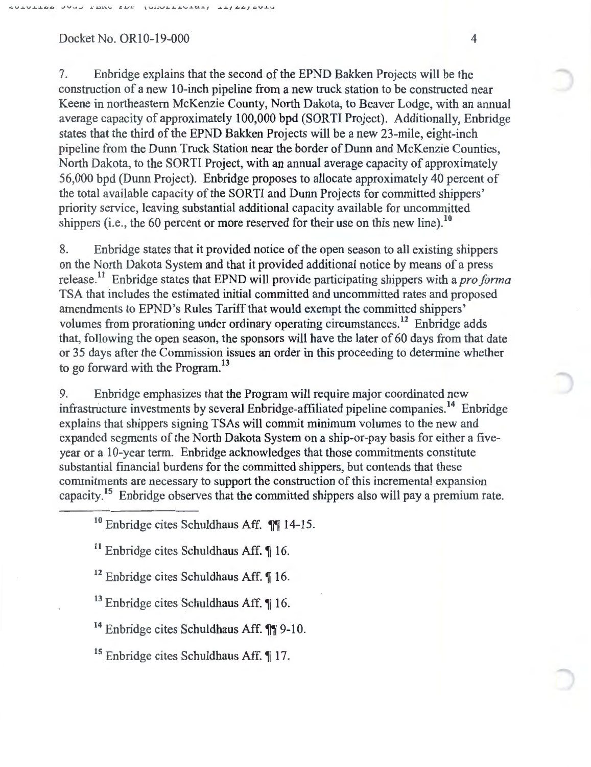7. Enbridge explains that the second of the EPND Bakken Projects will be the construction of a new 10-inch pipeline from a new truck station to be constructed near Keene in northeastern McKenzie County, North Dakota, to Beaver Lodge, with an annual average capacity of approximately 100,000 bpd (SORTI Project). Additionally, Enbridge states that the third of the EPND Bakken Projects will be a new 23-mile, eight-inch pipeline from the Dunn Truck Station near the border of Dunn and McKenzie Counties, North Dakota, to the SORTI Project, with an annual average capacity of approximately 56,000 bpd (Dunn Project). Enbridge proposes to allocate approximately 40 percent of the total available capacity of the SORTI and Dunn Projects for committed shippers' priority service, leaving substantial additional capacity available for uncommitted shippers (i.e., the 60 percent or more reserved for their use on this new line).[10]

8. Enbridge states that it provided notice of the open season to all existing shippers on the North Dakota System and that it provided additional notice by means of a press release.[11] Enbridge states that EPND will provide participating shippers with a *pro forma* TSA that includes the estimated initial committed and uncommitted rates and proposed amendments to EPND's Rules Tariff that would exempt the committed shippers' volumes from prorationing under ordinary operating circumstances.[12] Enbridge adds that, following the open season, the sponsors will have the later of 60 days from that date or 35 days after the Commission issues an order in this proceeding to determine whether to go forward with the Program.[13]

9. Enbridge emphasizes that the Program will require major coordinated new infrastructure investments by several Enbridge-affiliated pipeline companies.[14] Enbridge explains that shippers signing TSAs will commit minimum volumes to the new and expanded segments of the North Dakota System on a ship-or-pay basis for either a five-year or a 10-year term. Enbridge acknowledges that those commitments constitute substantial financial burdens for the committed shippers, but contends that these commitments are necessary to support the construction of this incremental expansion capacity.[15] Enbridge observes that the committed shippers also will pay a premium rate.

---

[10] Enbridge cites Schuldhaus Aff. ¶¶ 14-15.

[11] Enbridge cites Schuldhaus Aff. ¶ 16.

[12] Enbridge cites Schuldhaus Aff. ¶ 16.

[13] Enbridge cites Schuldhaus Aff. ¶ 16.

[14] Enbridge cites Schuldhaus Aff. ¶¶ 9-10.

[15] Enbridge cites Schuldhaus Aff. ¶ 17.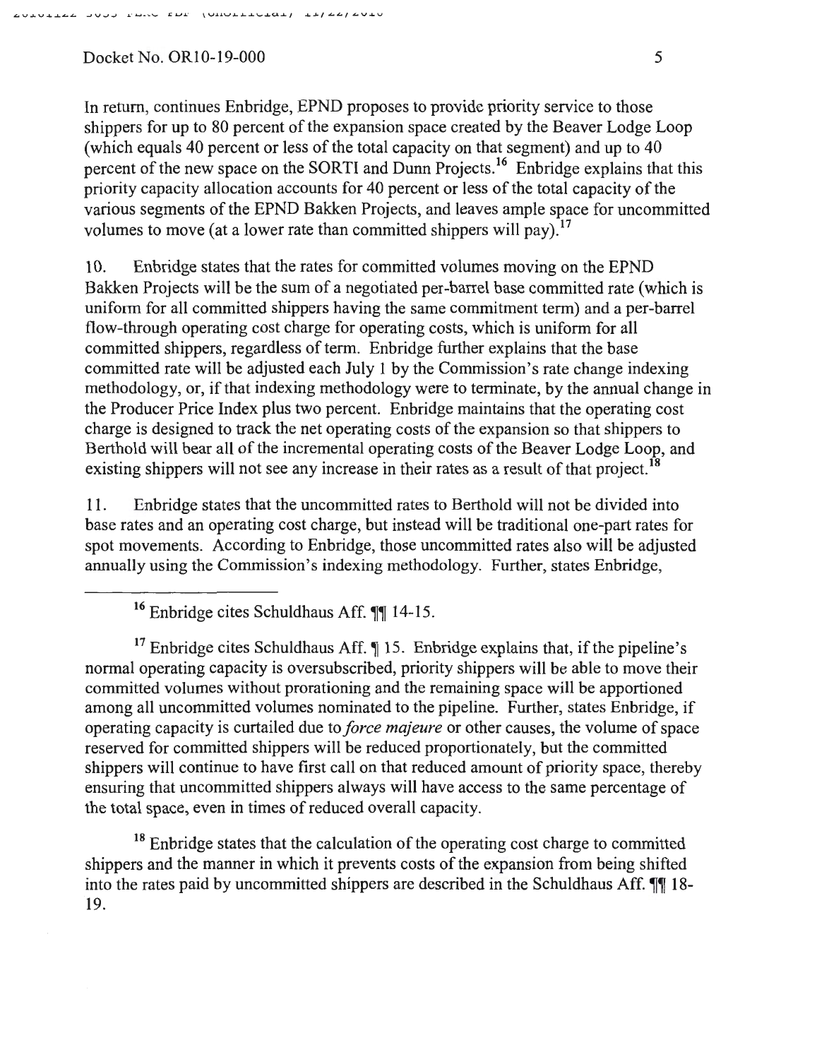In return, continues Enbridge, EPND proposes to provide priority service to those shippers for up to 80 percent of the expansion space created by the Beaver Lodge Loop (which equals 40 percent or less of the total capacity on that segment) and up to 40 percent of the new space on the SORTI and Dunn Projects.[16] Enbridge explains that this priority capacity allocation accounts for 40 percent or less of the total capacity of the various segments of the EPND Bakken Projects, and leaves ample space for uncommitted volumes to move (at a lower rate than committed shippers will pay).[17]

10. Enbridge states that the rates for committed volumes moving on the EPND Bakken Projects will be the sum of a negotiated per-barrel base committed rate (which is uniform for all committed shippers having the same commitment term) and a per-barrel flow-through operating cost charge for operating costs, which is uniform for all committed shippers, regardless of term. Enbridge further explains that the base committed rate will be adjusted each July 1 by the Commission's rate change indexing methodology, or, if that indexing methodology were to terminate, by the annual change in the Producer Price Index plus two percent. Enbridge maintains that the operating cost charge is designed to track the net operating costs of the expansion so that shippers to Berthold will bear all of the incremental operating costs of the Beaver Lodge Loop, and existing shippers will not see any increase in their rates as a result of that project.[18]

11. Enbridge states that the uncommitted rates to Berthold will not be divided into base rates and an operating cost charge, but instead will be traditional one-part rates for spot movements. According to Enbridge, those uncommitted rates also will be adjusted annually using the Commission's indexing methodology. Further, states Enbridge,

---

[16] Enbridge cites Schuldhaus Aff. ¶¶ 14-15.

[17] Enbridge cites Schuldhaus Aff. ¶ 15. Enbridge explains that, if the pipeline's normal operating capacity is oversubscribed, priority shippers will be able to move their committed volumes without prorationing and the remaining space will be apportioned among all uncommitted volumes nominated to the pipeline. Further, states Enbridge, if operating capacity is curtailed due to *force majeure* or other causes, the volume of space reserved for committed shippers will be reduced proportionately, but the committed shippers will continue to have first call on that reduced amount of priority space, thereby ensuring that uncommitted shippers always will have access to the same percentage of the total space, even in times of reduced overall capacity.

[18] Enbridge states that the calculation of the operating cost charge to committed shippers and the manner in which it prevents costs of the expansion from being shifted into the rates paid by uncommitted shippers are described in the Schuldhaus Aff. ¶¶ 18-19.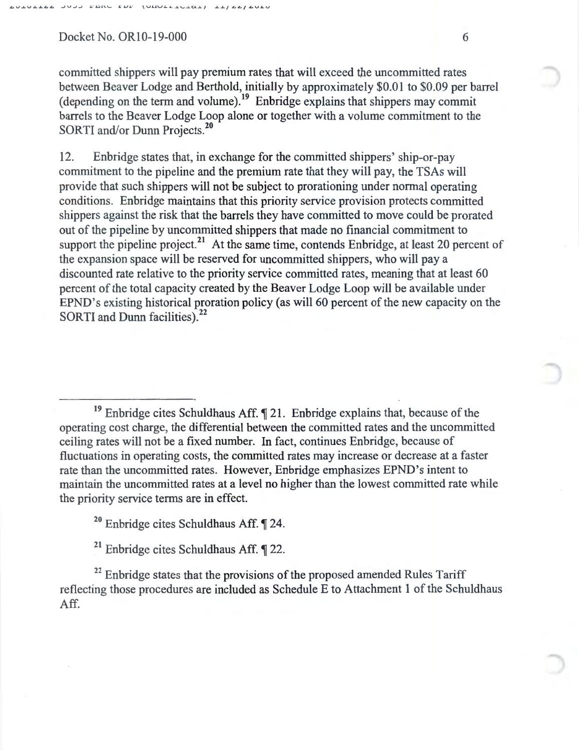committed shippers will pay premium rates that will exceed the uncommitted rates between Beaver Lodge and Berthold, initially by approximately $0.01 to $0.09 per barrel (depending on the term and volume).[19] Enbridge explains that shippers may commit barrels to the Beaver Lodge Loop alone or together with a volume commitment to the SORTI and/or Dunn Projects.[20]

12. Enbridge states that, in exchange for the committed shippers' ship-or-pay commitment to the pipeline and the premium rate that they will pay, the TSAs will provide that such shippers will not be subject to prorationing under normal operating conditions. Enbridge maintains that this priority service provision protects committed shippers against the risk that the barrels they have committed to move could be prorated out of the pipeline by uncommitted shippers that made no financial commitment to support the pipeline project.[21] At the same time, contends Enbridge, at least 20 percent of the expansion space will be reserved for uncommitted shippers, who will pay a discounted rate relative to the priority service committed rates, meaning that at least 60 percent of the total capacity created by the Beaver Lodge Loop will be available under EPND's existing historical proration policy (as will 60 percent of the new capacity on the SORTI and Dunn facilities).[22]

---

[19] Enbridge cites Schuldhaus Aff. ¶ 21. Enbridge explains that, because of the operating cost charge, the differential between the committed rates and the uncommitted ceiling rates will not be a fixed number. In fact, continues Enbridge, because of fluctuations in operating costs, the committed rates may increase or decrease at a faster rate than the uncommitted rates. However, Enbridge emphasizes EPND's intent to maintain the uncommitted rates at a level no higher than the lowest committed rate while the priority service terms are in effect.

[20] Enbridge cites Schuldhaus Aff. ¶ 24.

[21] Enbridge cites Schuldhaus Aff. ¶ 22.

[22] Enbridge states that the provisions of the proposed amended Rules Tariff reflecting those procedures are included as Schedule E to Attachment 1 of the Schuldhaus Aff.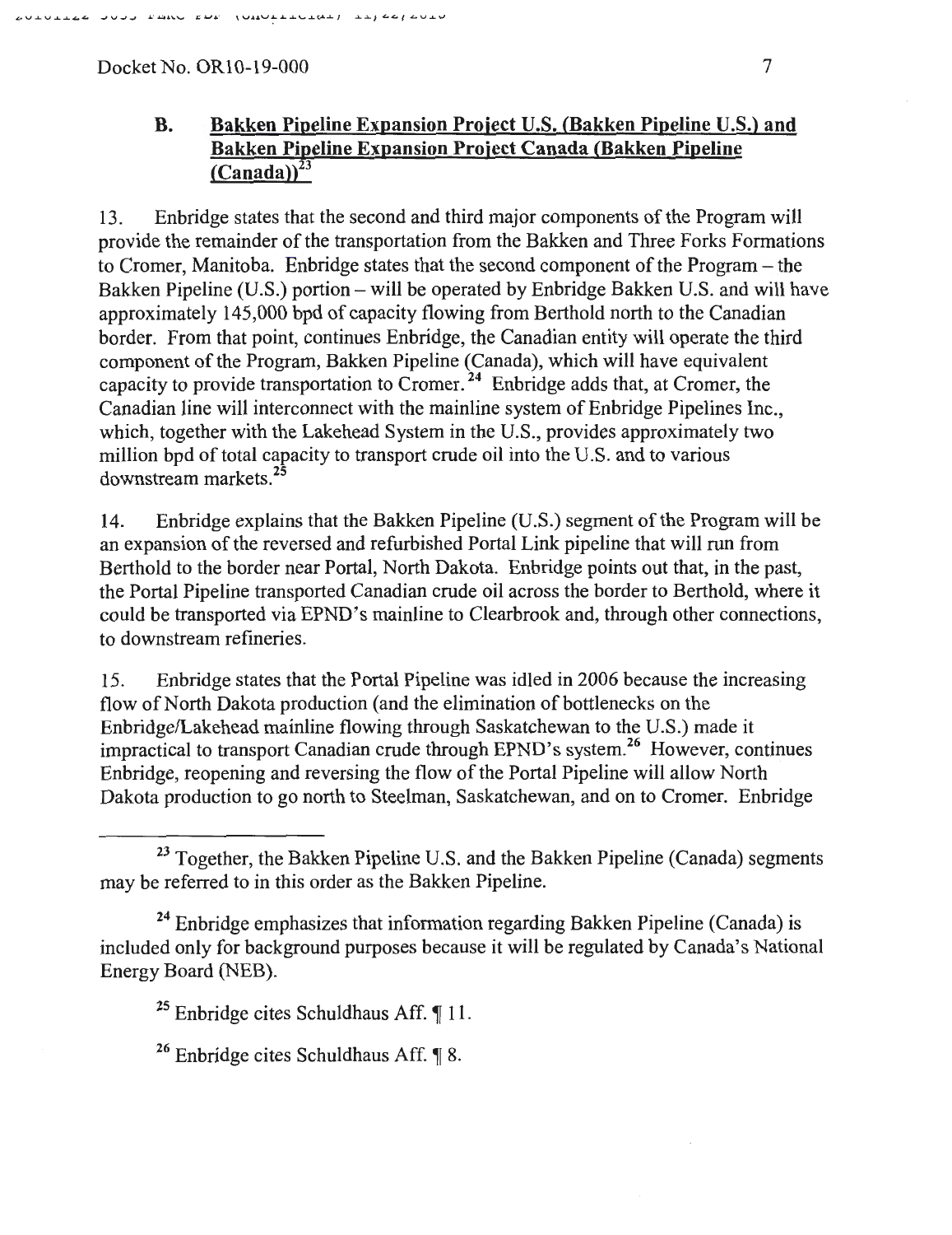### B. Bakken Pipeline Expansion Project U.S. (Bakken Pipeline U.S.) and Bakken Pipeline Expansion Project Canada (Bakken Pipeline (Canada))[23]

13. Enbridge states that the second and third major components of the Program will provide the remainder of the transportation from the Bakken and Three Forks Formations to Cromer, Manitoba. Enbridge states that the second component of the Program – the Bakken Pipeline (U.S.) portion – will be operated by Enbridge Bakken U.S. and will have approximately 145,000 bpd of capacity flowing from Berthold north to the Canadian border. From that point, continues Enbridge, the Canadian entity will operate the third component of the Program, Bakken Pipeline (Canada), which will have equivalent capacity to provide transportation to Cromer.[24] Enbridge adds that, at Cromer, the Canadian line will interconnect with the mainline system of Enbridge Pipelines Inc., which, together with the Lakehead System in the U.S., provides approximately two million bpd of total capacity to transport crude oil into the U.S. and to various downstream markets.[25]

14. Enbridge explains that the Bakken Pipeline (U.S.) segment of the Program will be an expansion of the reversed and refurbished Portal Link pipeline that will run from Berthold to the border near Portal, North Dakota. Enbridge points out that, in the past, the Portal Pipeline transported Canadian crude oil across the border to Berthold, where it could be transported via EPND's mainline to Clearbrook and, through other connections, to downstream refineries.

15. Enbridge states that the Portal Pipeline was idled in 2006 because the increasing flow of North Dakota production (and the elimination of bottlenecks on the Enbridge/Lakehead mainline flowing through Saskatchewan to the U.S.) made it impractical to transport Canadian crude through EPND's system.[26] However, continues Enbridge, reopening and reversing the flow of the Portal Pipeline will allow North Dakota production to go north to Steelman, Saskatchewan, and on to Cromer. Enbridge

---

[23] Together, the Bakken Pipeline U.S. and the Bakken Pipeline (Canada) segments may be referred to in this order as the Bakken Pipeline.

[24] Enbridge emphasizes that information regarding Bakken Pipeline (Canada) is included only for background purposes because it will be regulated by Canada's National Energy Board (NEB).

[25] Enbridge cites Schuldhaus Aff. ¶ 11.

[26] Enbridge cites Schuldhaus Aff. ¶ 8.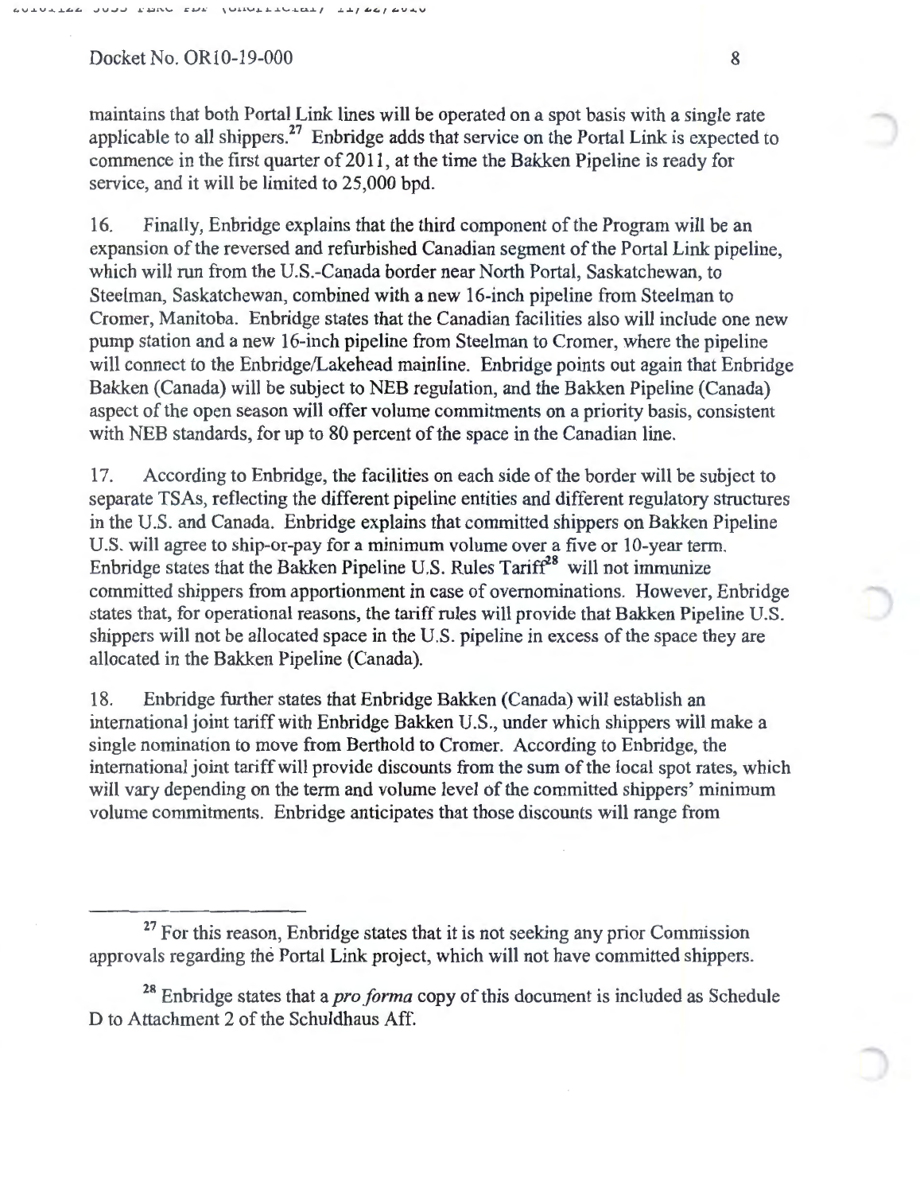maintains that both Portal Link lines will be operated on a spot basis with a single rate applicable to all shippers.[27] Enbridge adds that service on the Portal Link is expected to commence in the first quarter of 2011, at the time the Bakken Pipeline is ready for service, and it will be limited to 25,000 bpd.

16. Finally, Enbridge explains that the third component of the Program will be an expansion of the reversed and refurbished Canadian segment of the Portal Link pipeline, which will run from the U.S.-Canada border near North Portal, Saskatchewan, to Steelman, Saskatchewan, combined with a new 16-inch pipeline from Steelman to Cromer, Manitoba. Enbridge states that the Canadian facilities also will include one new pump station and a new 16-inch pipeline from Steelman to Cromer, where the pipeline will connect to the Enbridge/Lakehead mainline. Enbridge points out again that Enbridge Bakken (Canada) will be subject to NEB regulation, and the Bakken Pipeline (Canada) aspect of the open season will offer volume commitments on a priority basis, consistent with NEB standards, for up to 80 percent of the space in the Canadian line.

17. According to Enbridge, the facilities on each side of the border will be subject to separate TSAs, reflecting the different pipeline entities and different regulatory structures in the U.S. and Canada. Enbridge explains that committed shippers on Bakken Pipeline U.S. will agree to ship-or-pay for a minimum volume over a five or 10-year term. Enbridge states that the Bakken Pipeline U.S. Rules Tariff[28] will not immunize committed shippers from apportionment in case of overnominations. However, Enbridge states that, for operational reasons, the tariff rules will provide that Bakken Pipeline U.S. shippers will not be allocated space in the U.S. pipeline in excess of the space they are allocated in the Bakken Pipeline (Canada).

18. Enbridge further states that Enbridge Bakken (Canada) will establish an international joint tariff with Enbridge Bakken U.S., under which shippers will make a single nomination to move from Berthold to Cromer. According to Enbridge, the international joint tariff will provide discounts from the sum of the local spot rates, which will vary depending on the term and volume level of the committed shippers' minimum volume commitments. Enbridge anticipates that those discounts will range from

---

[27] For this reason, Enbridge states that it is not seeking any prior Commission approvals regarding the Portal Link project, which will not have committed shippers.

[28] Enbridge states that a *pro forma* copy of this document is included as Schedule D to Attachment 2 of the Schuldhaus Aff.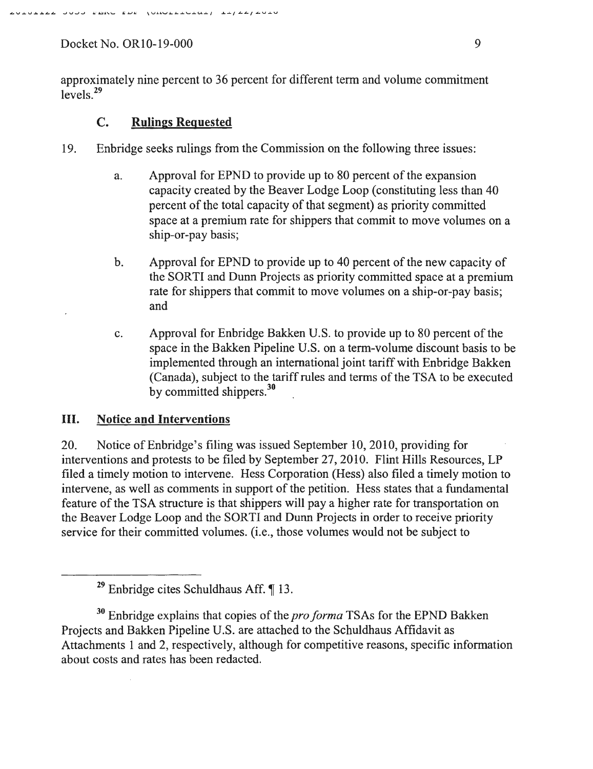approximately nine percent to 36 percent for different term and volume commitment levels.[29]

### C. Rulings Requested

19. Enbridge seeks rulings from the Commission on the following three issues:

   a. Approval for EPND to provide up to 80 percent of the expansion capacity created by the Beaver Lodge Loop (constituting less than 40 percent of the total capacity of that segment) as priority committed space at a premium rate for shippers that commit to move volumes on a ship-or-pay basis;

   b. Approval for EPND to provide up to 40 percent of the new capacity of the SORTI and Dunn Projects as priority committed space at a premium rate for shippers that commit to move volumes on a ship-or-pay basis; and

   c. Approval for Enbridge Bakken U.S. to provide up to 80 percent of the space in the Bakken Pipeline U.S. on a term-volume discount basis to be implemented through an international joint tariff with Enbridge Bakken (Canada), subject to the tariff rules and terms of the TSA to be executed by committed shippers.[30]

## III. Notice and Interventions

20. Notice of Enbridge's filing was issued September 10, 2010, providing for interventions and protests to be filed by September 27, 2010. Flint Hills Resources, LP filed a timely motion to intervene. Hess Corporation (Hess) also filed a timely motion to intervene, as well as comments in support of the petition. Hess states that a fundamental feature of the TSA structure is that shippers will pay a higher rate for transportation on the Beaver Lodge Loop and the SORTI and Dunn Projects in order to receive priority service for their committed volumes. (i.e., those volumes would not be subject to

---

[29] Enbridge cites Schuldhaus Aff. ¶ 13.

[30] Enbridge explains that copies of the *pro forma* TSAs for the EPND Bakken Projects and Bakken Pipeline U.S. are attached to the Schuldhaus Affidavit as Attachments 1 and 2, respectively, although for competitive reasons, specific information about costs and rates has been redacted.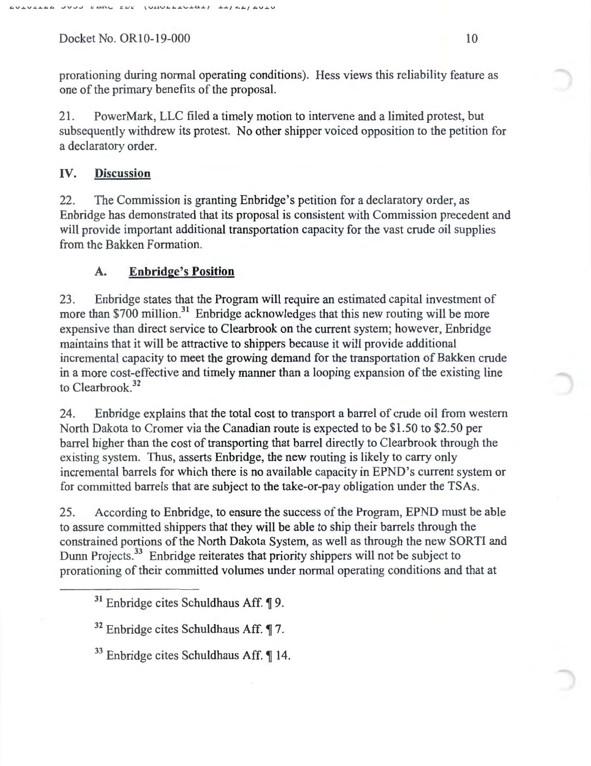prorationing during normal operating conditions). Hess views this reliability feature as one of the primary benefits of the proposal.

21. PowerMark, LLC filed a timely motion to intervene and a limited protest, but subsequently withdrew its protest. No other shipper voiced opposition to the petition for a declaratory order.

## IV. Discussion

22. The Commission is granting Enbridge's petition for a declaratory order, as Enbridge has demonstrated that its proposal is consistent with Commission precedent and will provide important additional transportation capacity for the vast crude oil supplies from the Bakken Formation.

### A. Enbridge's Position

23. Enbridge states that the Program will require an estimated capital investment of more than $700 million.[31] Enbridge acknowledges that this new routing will be more expensive than direct service to Clearbrook on the current system; however, Enbridge maintains that it will be attractive to shippers because it will provide additional incremental capacity to meet the growing demand for the transportation of Bakken crude in a more cost-effective and timely manner than a looping expansion of the existing line to Clearbrook.[32]

24. Enbridge explains that the total cost to transport a barrel of crude oil from western North Dakota to Cromer via the Canadian route is expected to be $1.50 to $2.50 per barrel higher than the cost of transporting that barrel directly to Clearbrook through the existing system. Thus, asserts Enbridge, the new routing is likely to carry only incremental barrels for which there is no available capacity in EPND's current system or for committed barrels that are subject to the take-or-pay obligation under the TSAs.

25. According to Enbridge, to ensure the success of the Program, EPND must be able to assure committed shippers that they will be able to ship their barrels through the constrained portions of the North Dakota System, as well as through the new SORTI and Dunn Projects.[33] Enbridge reiterates that priority shippers will not be subject to prorationing of their committed volumes under normal operating conditions and that at

---

[31] Enbridge cites Schuldhaus Aff. ¶ 9.

[32] Enbridge cites Schuldhaus Aff. ¶ 7.

[33] Enbridge cites Schuldhaus Aff. ¶ 14.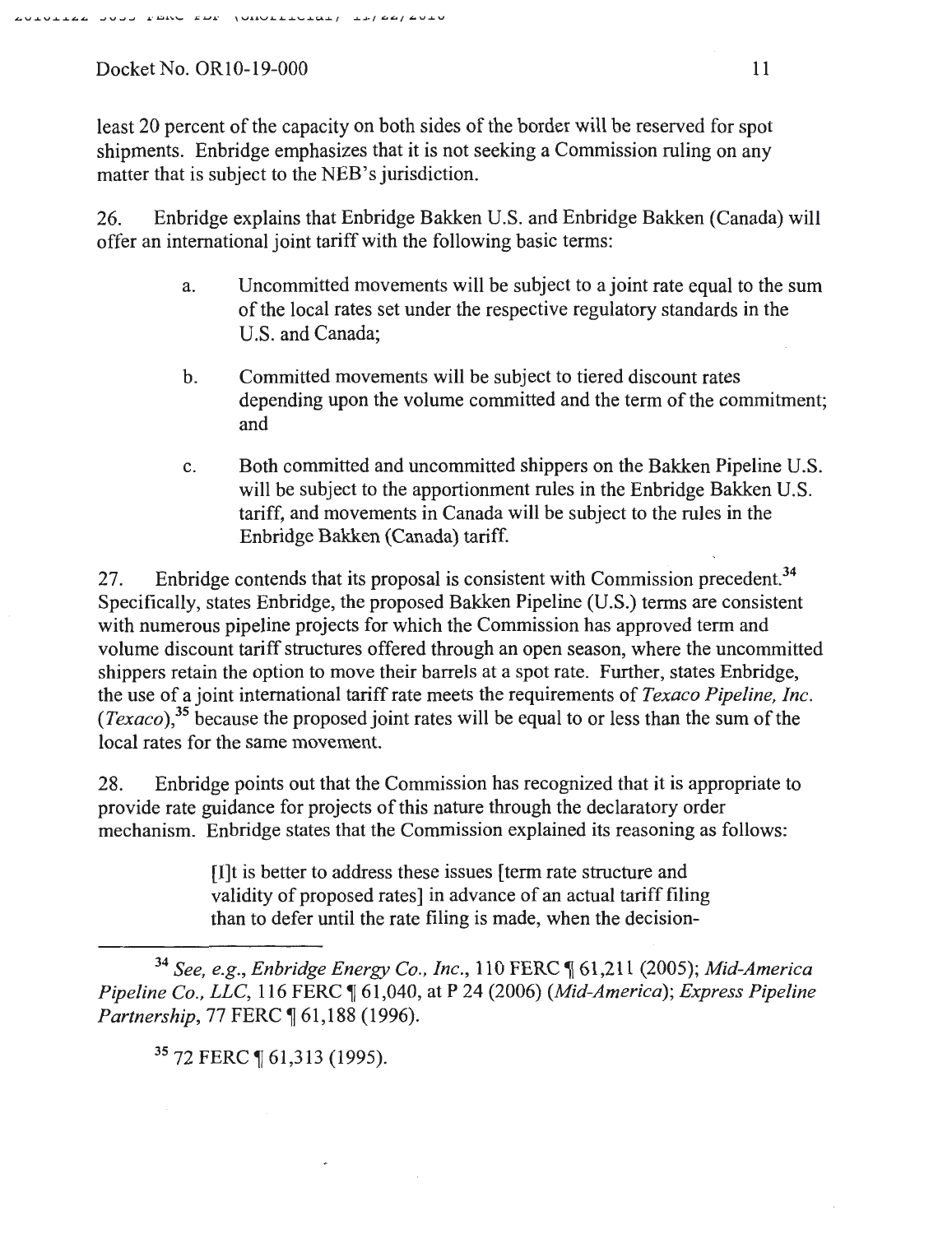least 20 percent of the capacity on both sides of the border will be reserved for spot shipments. Enbridge emphasizes that it is not seeking a Commission ruling on any matter that is subject to the NEB's jurisdiction.

26. Enbridge explains that Enbridge Bakken U.S. and Enbridge Bakken (Canada) will offer an international joint tariff with the following basic terms:

> a. Uncommitted movements will be subject to a joint rate equal to the sum of the local rates set under the respective regulatory standards in the U.S. and Canada;
>
> b. Committed movements will be subject to tiered discount rates depending upon the volume committed and the term of the commitment; and
>
> c. Both committed and uncommitted shippers on the Bakken Pipeline U.S. will be subject to the apportionment rules in the Enbridge Bakken U.S. tariff, and movements in Canada will be subject to the rules in the Enbridge Bakken (Canada) tariff.

27. Enbridge contends that its proposal is consistent with Commission precedent.[34] Specifically, states Enbridge, the proposed Bakken Pipeline (U.S.) terms are consistent with numerous pipeline projects for which the Commission has approved term and volume discount tariff structures offered through an open season, where the uncommitted shippers retain the option to move their barrels at a spot rate. Further, states Enbridge, the use of a joint international tariff rate meets the requirements of *Texaco Pipeline, Inc.* (*Texaco*),[35] because the proposed joint rates will be equal to or less than the sum of the local rates for the same movement.

28. Enbridge points out that the Commission has recognized that it is appropriate to provide rate guidance for projects of this nature through the declaratory order mechanism. Enbridge states that the Commission explained its reasoning as follows:

> [I]t is better to address these issues [term rate structure and validity of proposed rates] in advance of an actual tariff filing than to defer until the rate filing is made, when the decision-

---

[34] *See, e.g.*, *Enbridge Energy Co., Inc.*, 110 FERC ¶ 61,211 (2005); *Mid-America Pipeline Co., LLC*, 116 FERC ¶ 61,040, at P 24 (2006) (*Mid-America*); *Express Pipeline Partnership*, 77 FERC ¶ 61,188 (1996).

[35] 72 FERC ¶ 61,313 (1995).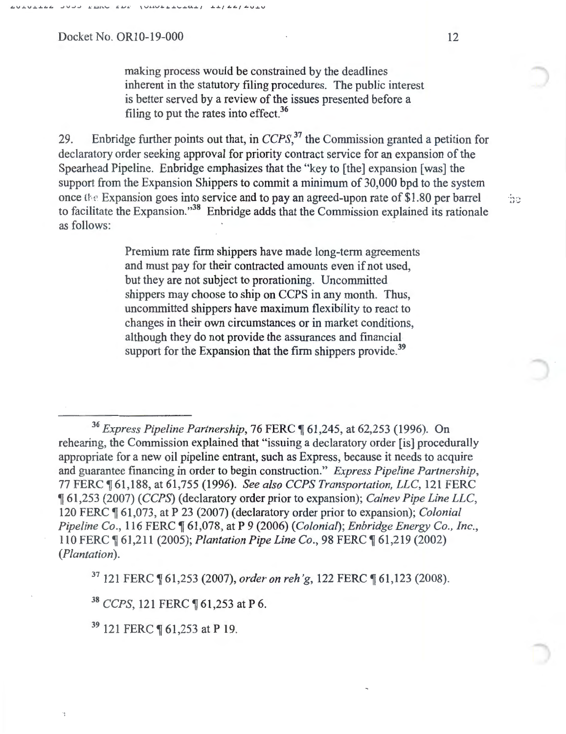making process would be constrained by the deadlines inherent in the statutory filing procedures. The public interest is better served by a review of the issues presented before a filing to put the rates into effect.[36]

29. Enbridge further points out that, in *CCPS*,[37] the Commission granted a petition for declaratory order seeking approval for priority contract service for an expansion of the Spearhead Pipeline. Enbridge emphasizes that the "key to [the] expansion [was] the support from the Expansion Shippers to commit a minimum of 30,000 bpd to the system once the Expansion goes into service and to pay an agreed-upon rate of $1.80 per barrel to facilitate the Expansion."[38] Enbridge adds that the Commission explained its rationale as follows:

> Premium rate firm shippers have made long-term agreements and must pay for their contracted amounts even if not used, but they are not subject to prorationing. Uncommitted shippers may choose to ship on CCPS in any month. Thus, uncommitted shippers have maximum flexibility to react to changes in their own circumstances or in market conditions, although they do not provide the assurances and financial support for the Expansion that the firm shippers provide.[39]

---

[36] *Express Pipeline Partnership*, 76 FERC ¶ 61,245, at 62,253 (1996). On rehearing, the Commission explained that "issuing a declaratory order [is] procedurally appropriate for a new oil pipeline entrant, such as Express, because it needs to acquire and guarantee financing in order to begin construction." *Express Pipeline Partnership*, 77 FERC ¶ 61,188, at 61,755 (1996). *See also CCPS Transportation, LLC*, 121 FERC ¶ 61,253 (2007) (*CCPS*) (declaratory order prior to expansion); *Calnev Pipe Line LLC*, 120 FERC ¶ 61,073, at P 23 (2007) (declaratory order prior to expansion); *Colonial Pipeline Co.*, 116 FERC ¶ 61,078, at P 9 (2006) (*Colonial*); *Enbridge Energy Co., Inc.*, 110 FERC ¶ 61,211 (2005); *Plantation Pipe Line Co.*, 98 FERC ¶ 61,219 (2002) (*Plantation*).

[37] 121 FERC ¶ 61,253 (2007), *order on reh'g*, 122 FERC ¶ 61,123 (2008).

[38] *CCPS*, 121 FERC ¶ 61,253 at P 6.

[39] 121 FERC ¶ 61,253 at P 19.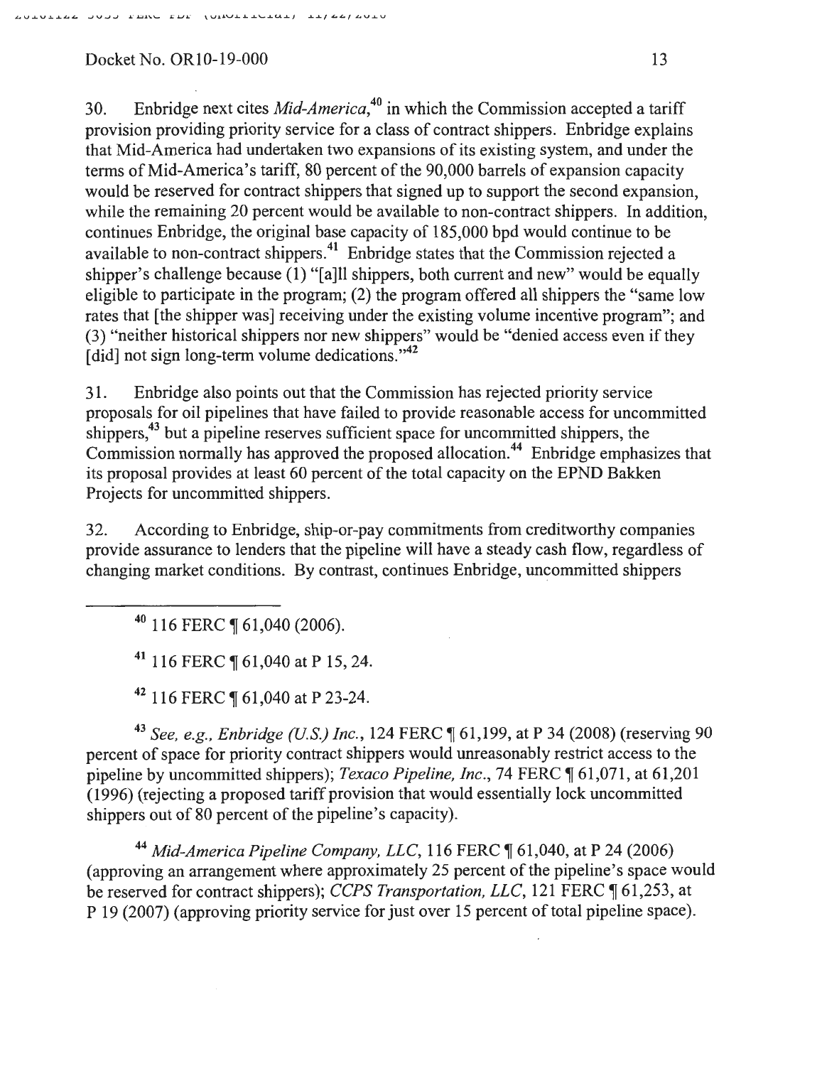30. Enbridge next cites *Mid-America*,[40] in which the Commission accepted a tariff provision providing priority service for a class of contract shippers. Enbridge explains that Mid-America had undertaken two expansions of its existing system, and under the terms of Mid-America's tariff, 80 percent of the 90,000 barrels of expansion capacity would be reserved for contract shippers that signed up to support the second expansion, while the remaining 20 percent would be available to non-contract shippers. In addition, continues Enbridge, the original base capacity of 185,000 bpd would continue to be available to non-contract shippers.[41] Enbridge states that the Commission rejected a shipper's challenge because (1) "[a]ll shippers, both current and new" would be equally eligible to participate in the program; (2) the program offered all shippers the "same low rates that [the shipper was] receiving under the existing volume incentive program"; and (3) "neither historical shippers nor new shippers" would be "denied access even if they [did] not sign long-term volume dedications."[42]

31. Enbridge also points out that the Commission has rejected priority service proposals for oil pipelines that have failed to provide reasonable access for uncommitted shippers,[43] but a pipeline reserves sufficient space for uncommitted shippers, the Commission normally has approved the proposed allocation.[44] Enbridge emphasizes that its proposal provides at least 60 percent of the total capacity on the EPND Bakken Projects for uncommitted shippers.

32. According to Enbridge, ship-or-pay commitments from creditworthy companies provide assurance to lenders that the pipeline will have a steady cash flow, regardless of changing market conditions. By contrast, continues Enbridge, uncommitted shippers

---

[40] 116 FERC ¶ 61,040 (2006).

[41] 116 FERC ¶ 61,040 at P 15, 24.

[42] 116 FERC ¶ 61,040 at P 23-24.

[43] *See, e.g., Enbridge (U.S.) Inc.*, 124 FERC ¶ 61,199, at P 34 (2008) (reserving 90 percent of space for priority contract shippers would unreasonably restrict access to the pipeline by uncommitted shippers); *Texaco Pipeline, Inc.*, 74 FERC ¶ 61,071, at 61,201 (1996) (rejecting a proposed tariff provision that would essentially lock uncommitted shippers out of 80 percent of the pipeline's capacity).

[44] *Mid-America Pipeline Company, LLC*, 116 FERC ¶ 61,040, at P 24 (2006) (approving an arrangement where approximately 25 percent of the pipeline's space would be reserved for contract shippers); *CCPS Transportation, LLC*, 121 FERC ¶ 61,253, at P 19 (2007) (approving priority service for just over 15 percent of total pipeline space).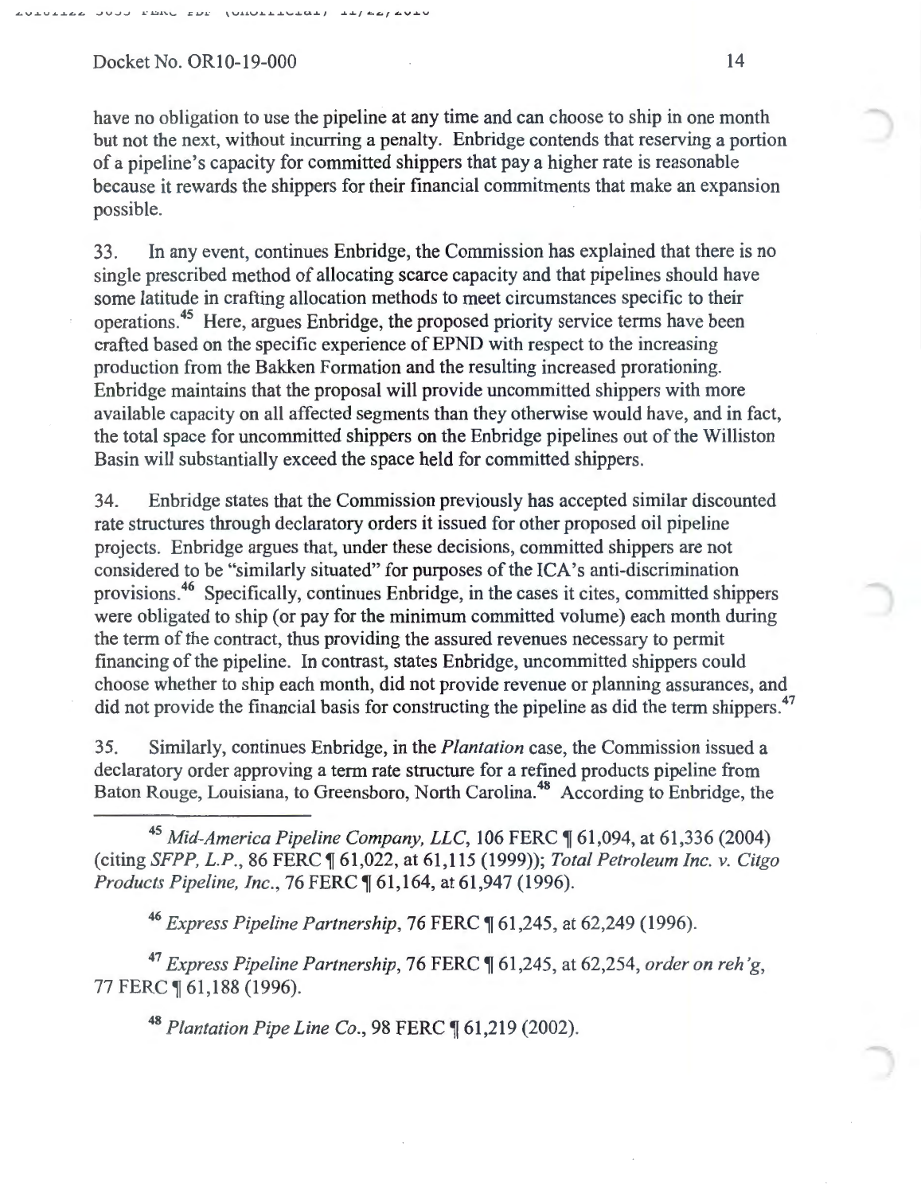have no obligation to use the pipeline at any time and can choose to ship in one month but not the next, without incurring a penalty. Enbridge contends that reserving a portion of a pipeline's capacity for committed shippers that pay a higher rate is reasonable because it rewards the shippers for their financial commitments that make an expansion possible.

33. In any event, continues Enbridge, the Commission has explained that there is no single prescribed method of allocating scarce capacity and that pipelines should have some latitude in crafting allocation methods to meet circumstances specific to their operations.[45] Here, argues Enbridge, the proposed priority service terms have been crafted based on the specific experience of EPND with respect to the increasing production from the Bakken Formation and the resulting increased prorationing. Enbridge maintains that the proposal will provide uncommitted shippers with more available capacity on all affected segments than they otherwise would have, and in fact, the total space for uncommitted shippers on the Enbridge pipelines out of the Williston Basin will substantially exceed the space held for committed shippers.

34. Enbridge states that the Commission previously has accepted similar discounted rate structures through declaratory orders it issued for other proposed oil pipeline projects. Enbridge argues that, under these decisions, committed shippers are not considered to be "similarly situated" for purposes of the ICA's anti-discrimination provisions.[46] Specifically, continues Enbridge, in the cases it cites, committed shippers were obligated to ship (or pay for the minimum committed volume) each month during the term of the contract, thus providing the assured revenues necessary to permit financing of the pipeline. In contrast, states Enbridge, uncommitted shippers could choose whether to ship each month, did not provide revenue or planning assurances, and did not provide the financial basis for constructing the pipeline as did the term shippers.[47]

35. Similarly, continues Enbridge, in the *Plantation* case, the Commission issued a declaratory order approving a term rate structure for a refined products pipeline from Baton Rouge, Louisiana, to Greensboro, North Carolina.[48] According to Enbridge, the

---

[45] *Mid-America Pipeline Company, LLC*, 106 FERC ¶ 61,094, at 61,336 (2004) (citing *SFPP, L.P.*, 86 FERC ¶ 61,022, at 61,115 (1999)); *Total Petroleum Inc. v. Citgo Products Pipeline, Inc.*, 76 FERC ¶ 61,164, at 61,947 (1996).

[46] *Express Pipeline Partnership*, 76 FERC ¶ 61,245, at 62,249 (1996).

[47] *Express Pipeline Partnership*, 76 FERC ¶ 61,245, at 62,254, *order on reh'g*, 77 FERC ¶ 61,188 (1996).

[48] *Plantation Pipe Line Co.*, 98 FERC ¶ 61,219 (2002).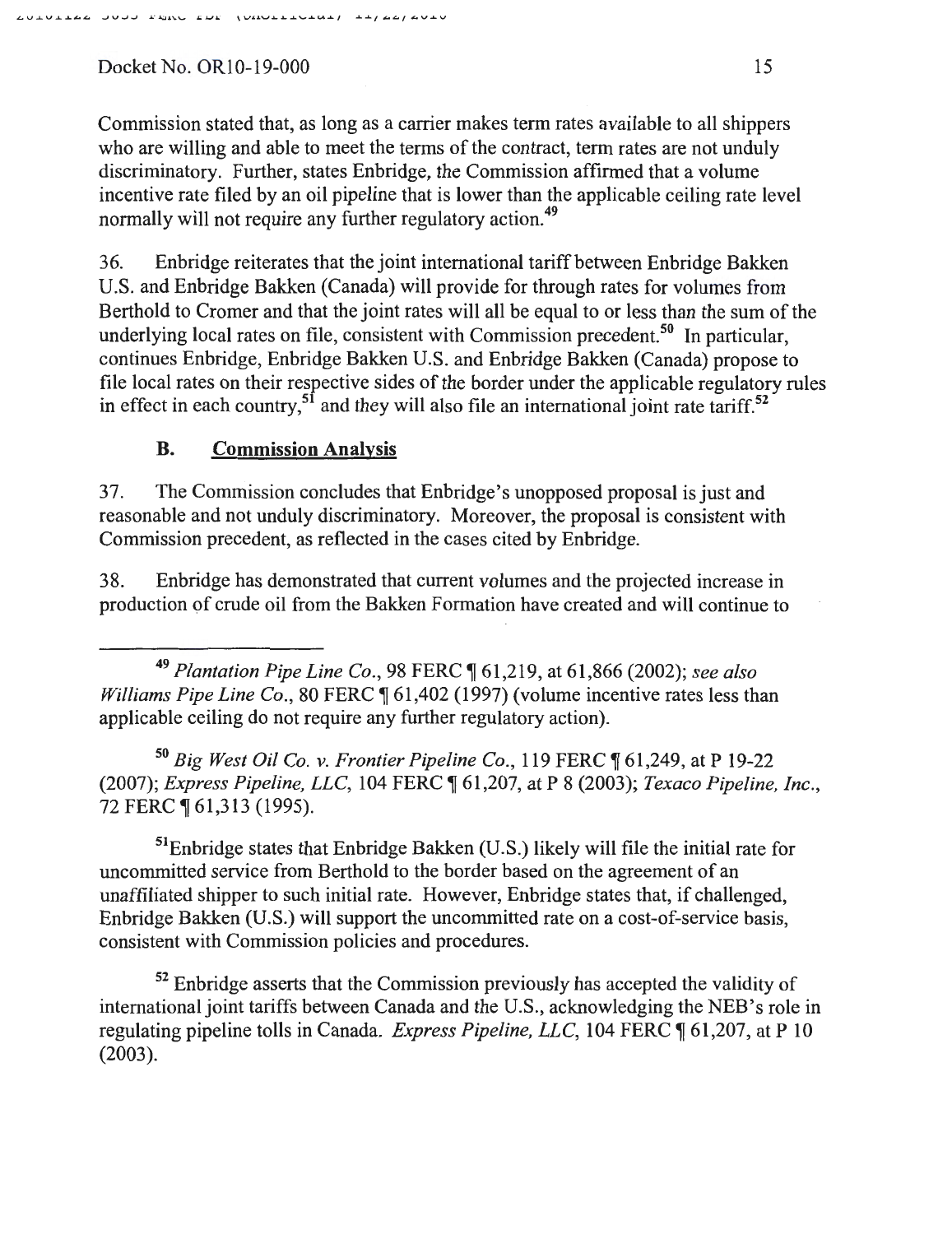Commission stated that, as long as a carrier makes term rates available to all shippers who are willing and able to meet the terms of the contract, term rates are not unduly discriminatory. Further, states Enbridge, the Commission affirmed that a volume incentive rate filed by an oil pipeline that is lower than the applicable ceiling rate level normally will not require any further regulatory action.[49]

36. Enbridge reiterates that the joint international tariff between Enbridge Bakken U.S. and Enbridge Bakken (Canada) will provide for through rates for volumes from Berthold to Cromer and that the joint rates will all be equal to or less than the sum of the underlying local rates on file, consistent with Commission precedent.[50] In particular, continues Enbridge, Enbridge Bakken U.S. and Enbridge Bakken (Canada) propose to file local rates on their respective sides of the border under the applicable regulatory rules in effect in each country,[51] and they will also file an international joint rate tariff.[52]

### B. Commission Analysis

37. The Commission concludes that Enbridge's unopposed proposal is just and reasonable and not unduly discriminatory. Moreover, the proposal is consistent with Commission precedent, as reflected in the cases cited by Enbridge.

38. Enbridge has demonstrated that current volumes and the projected increase in production of crude oil from the Bakken Formation have created and will continue to

---

[49] *Plantation Pipe Line Co.*, 98 FERC ¶ 61,219, at 61,866 (2002); *see also Williams Pipe Line Co.*, 80 FERC ¶ 61,402 (1997) (volume incentive rates less than applicable ceiling do not require any further regulatory action).

[50] *Big West Oil Co. v. Frontier Pipeline Co.*, 119 FERC ¶ 61,249, at P 19-22 (2007); *Express Pipeline, LLC*, 104 FERC ¶ 61,207, at P 8 (2003); *Texaco Pipeline, Inc.*, 72 FERC ¶ 61,313 (1995).

[51] Enbridge states that Enbridge Bakken (U.S.) likely will file the initial rate for uncommitted service from Berthold to the border based on the agreement of an unaffiliated shipper to such initial rate. However, Enbridge states that, if challenged, Enbridge Bakken (U.S.) will support the uncommitted rate on a cost-of-service basis, consistent with Commission policies and procedures.

[52] Enbridge asserts that the Commission previously has accepted the validity of international joint tariffs between Canada and the U.S., acknowledging the NEB's role in regulating pipeline tolls in Canada. *Express Pipeline, LLC*, 104 FERC ¶ 61,207, at P 10 (2003).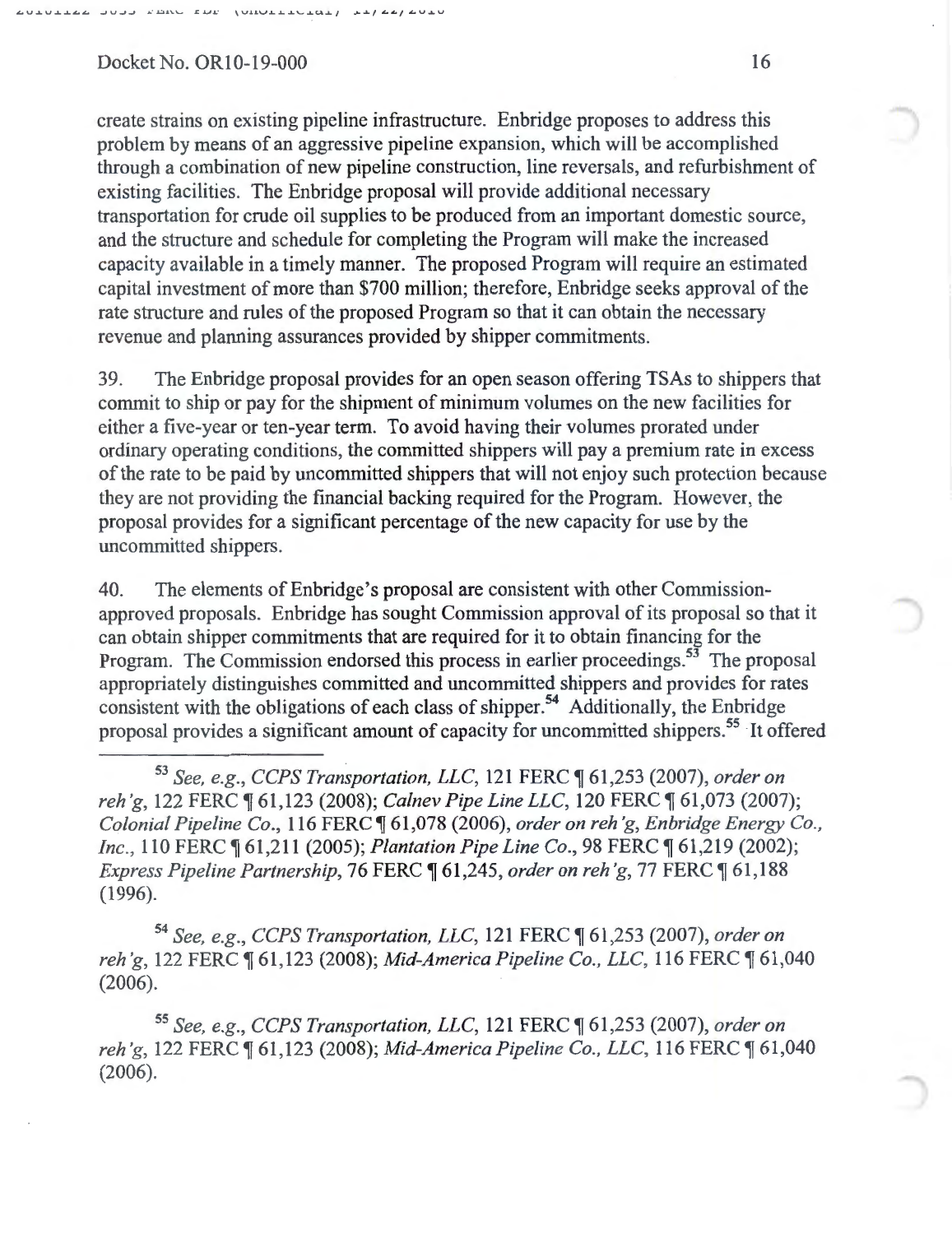create strains on existing pipeline infrastructure. Enbridge proposes to address this problem by means of an aggressive pipeline expansion, which will be accomplished through a combination of new pipeline construction, line reversals, and refurbishment of existing facilities. The Enbridge proposal will provide additional necessary transportation for crude oil supplies to be produced from an important domestic source, and the structure and schedule for completing the Program will make the increased capacity available in a timely manner. The proposed Program will require an estimated capital investment of more than $700 million; therefore, Enbridge seeks approval of the rate structure and rules of the proposed Program so that it can obtain the necessary revenue and planning assurances provided by shipper commitments.

39. The Enbridge proposal provides for an open season offering TSAs to shippers that commit to ship or pay for the shipment of minimum volumes on the new facilities for either a five-year or ten-year term. To avoid having their volumes prorated under ordinary operating conditions, the committed shippers will pay a premium rate in excess of the rate to be paid by uncommitted shippers that will not enjoy such protection because they are not providing the financial backing required for the Program. However, the proposal provides for a significant percentage of the new capacity for use by the uncommitted shippers.

40. The elements of Enbridge's proposal are consistent with other Commission-approved proposals. Enbridge has sought Commission approval of its proposal so that it can obtain shipper commitments that are required for it to obtain financing for the Program. The Commission endorsed this process in earlier proceedings.[53] The proposal appropriately distinguishes committed and uncommitted shippers and provides for rates consistent with the obligations of each class of shipper.[54] Additionally, the Enbridge proposal provides a significant amount of capacity for uncommitted shippers.[55] It offered

---

[53] *See, e.g., CCPS Transportation, LLC*, 121 FERC ¶ 61,253 (2007), *order on reh'g*, 122 FERC ¶ 61,123 (2008); *Calnev Pipe Line LLC*, 120 FERC ¶ 61,073 (2007); *Colonial Pipeline Co.*, 116 FERC ¶ 61,078 (2006), *order on reh'g*, *Enbridge Energy Co., Inc.*, 110 FERC ¶ 61,211 (2005); *Plantation Pipe Line Co.*, 98 FERC ¶ 61,219 (2002); *Express Pipeline Partnership*, 76 FERC ¶ 61,245, *order on reh'g*, 77 FERC ¶ 61,188 (1996).

[54] *See, e.g., CCPS Transportation, LLC*, 121 FERC ¶ 61,253 (2007), *order on reh'g*, 122 FERC ¶ 61,123 (2008); *Mid-America Pipeline Co., LLC*, 116 FERC ¶ 61,040 (2006).

[55] *See, e.g., CCPS Transportation, LLC*, 121 FERC ¶ 61,253 (2007), *order on reh'g*, 122 FERC ¶ 61,123 (2008); *Mid-America Pipeline Co., LLC*, 116 FERC ¶ 61,040 (2006).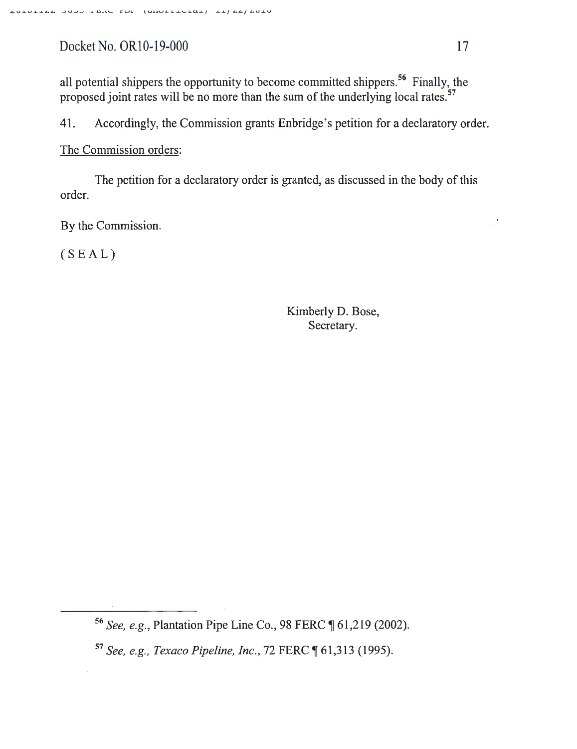all potential shippers the opportunity to become committed shippers.[56] Finally, the proposed joint rates will be no more than the sum of the underlying local rates.[57]

41. Accordingly, the Commission grants Enbridge's petition for a declaratory order.

The Commission orders:

The petition for a declaratory order is granted, as discussed in the body of this order.

By the Commission.

( S E A L )

Kimberly D. Bose,
Secretary.

---

[56] *See, e.g.*, Plantation Pipe Line Co., 98 FERC ¶ 61,219 (2002).

[57] *See, e.g.*, *Texaco Pipeline, Inc.*, 72 FERC ¶ 61,313 (1995).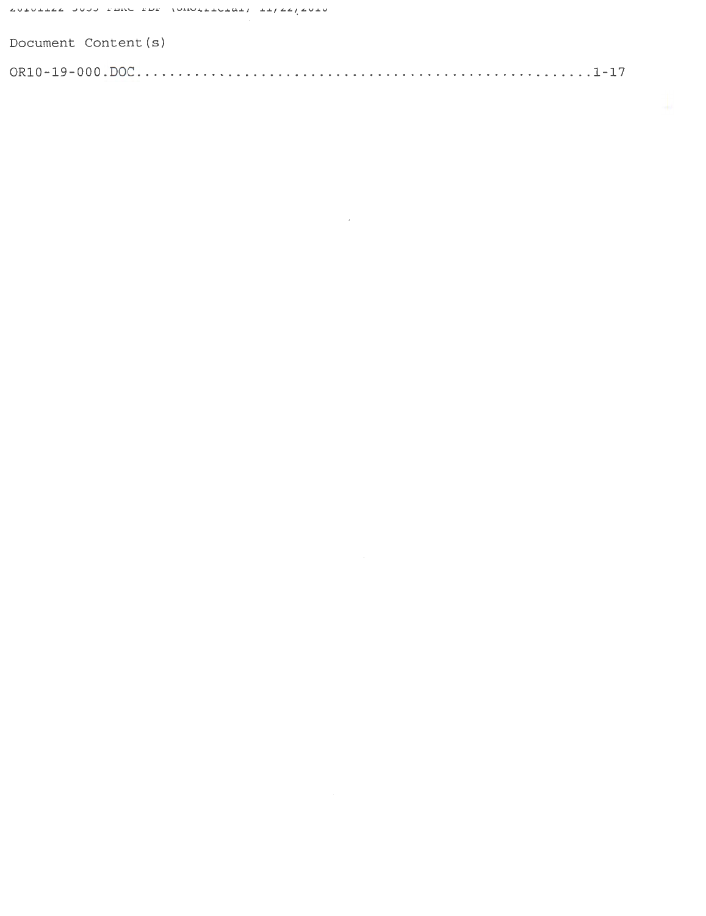Document Content(s)

OR10-19-000.DOC.......................................................1-17